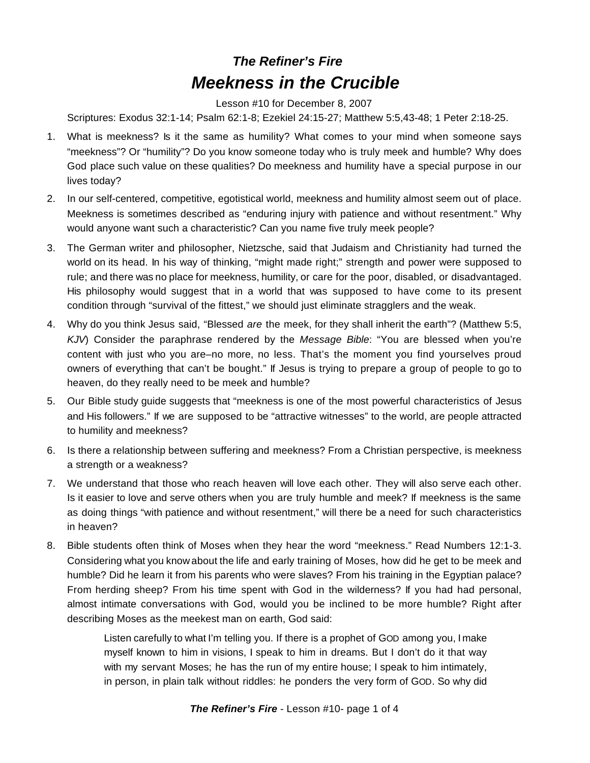## *The Refiner's Fire*

# *Meekness in the Crucible*

Lesson #10 for December 8, 2007

Scriptures: Exodus 32:1-14; Psalm 62:1-8; Ezekiel 24:15-27; Matthew 5:5,43-48; 1 Peter 2:18-25.

1. What is meekness? Is it the same as humility? What comes to your mind when someone says "meekness"? Or "humility"? Do you know someone today who is truly meek and humble? Why does God place such value on these qualities? Do meekness and humility have a special purpose in our lives today?

2. In our self-centered, competitive, egotistical world, meekness and humility almost seem out of place. Meekness is sometimes described as "enduring injury with patience and without resentment." Why would anyone want such a characteristic? Can you name five truly meek people?

3. The German writer and philosopher, Nietzsche, said that Judaism and Christianity had turned the world on its head. In his way of thinking, "might made right;" strength and power were supposed to rule; and there was no place for meekness, humility, or care for the poor, disabled, or disadvantaged. His philosophy would suggest that in a world that was supposed to have come to its present condition through "survival of the fittest," we should just eliminate stragglers and the weak.

4. Why do you think Jesus said, "Blessed *are* the meek, for they shall inherit the earth"? (Matthew 5:5, *KJV*) Consider the paraphrase rendered by the *Message Bible*: "You are blessed when you're content with just who you are–no more, no less. That's the moment you find yourselves proud owners of everything that can't be bought." If Jesus is trying to prepare a group of people to go to heaven, do they really need to be meek and humble?

5. Our Bible study guide suggests that "meekness is one of the most powerful characteristics of Jesus and His followers." If we are supposed to be "attractive witnesses" to the world, are people attracted to humility and meekness?

6. Is there a relationship between suffering and meekness? From a Christian perspective, is meekness a strength or a weakness?

7. We understand that those who reach heaven will love each other. They will also serve each other. Is it easier to love and serve others when you are truly humble and meek? If meekness is the same as doing things "with patience and without resentment," will there be a need for such characteristics in heaven?

8. Bible students often think of Moses when they hear the word "meekness." Read Numbers 12:1-3. Considering what you know about the life and early training of Moses, how did he get to be meek and humble? Did he learn it from his parents who were slaves? From his training in the Egyptian palace? From herding sheep? From his time spent with God in the wilderness? If you had had personal, almost intimate conversations with God, would you be inclined to be more humble? Right after describing Moses as the meekest man on earth, God said:

   > Listen carefully to what I'm telling you. If there is a prophet of GOD among you, I make myself known to him in visions, I speak to him in dreams. But I don't do it that way with my servant Moses; he has the run of my entire house; I speak to him intimately, in person, in plain talk without riddles: he ponders the very form of GOD. So why did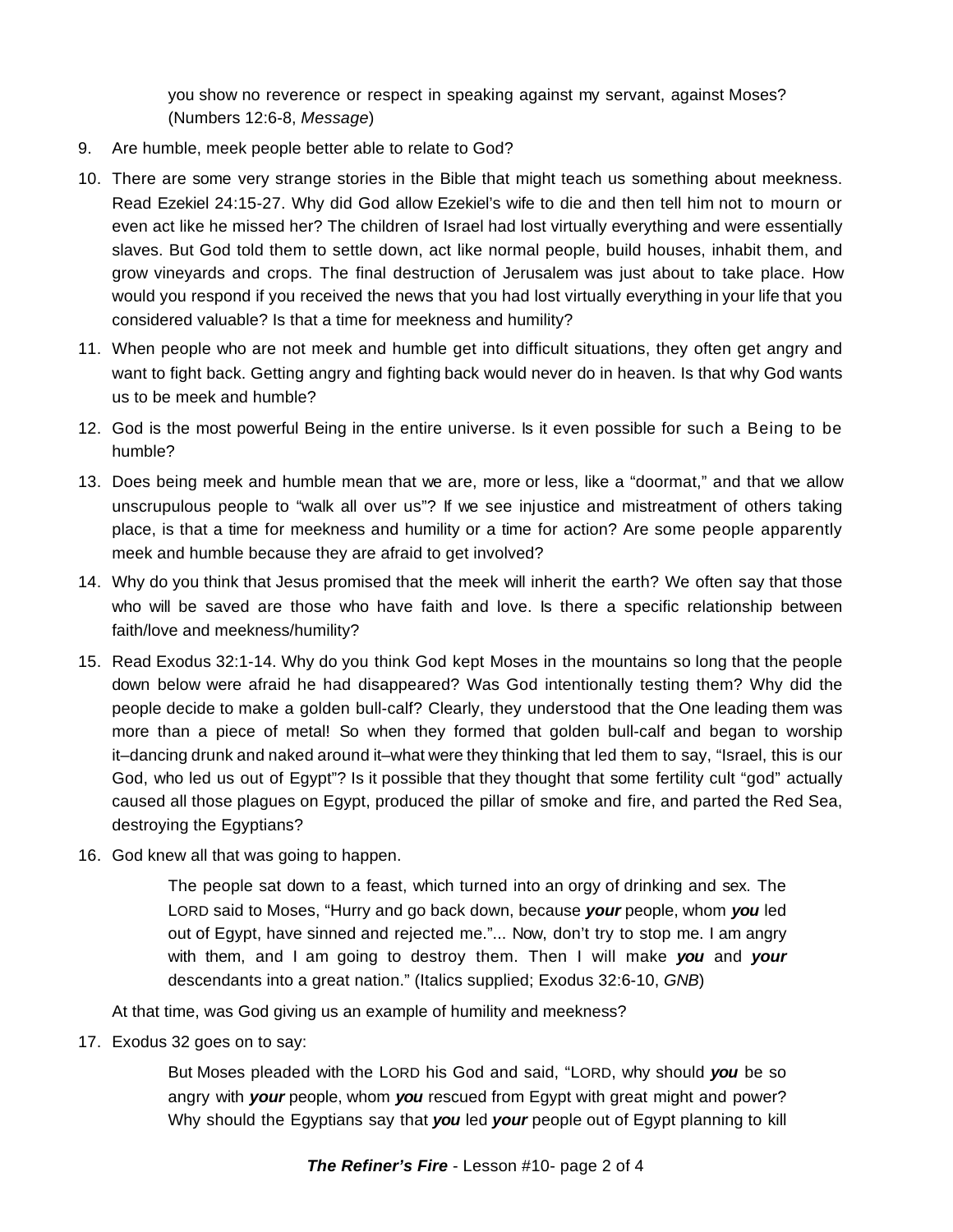you show no reverence or respect in speaking against my servant, against Moses? (Numbers 12:6-8, *Message*)

9. Are humble, meek people better able to relate to God?

10. There are some very strange stories in the Bible that might teach us something about meekness. Read Ezekiel 24:15-27. Why did God allow Ezekiel's wife to die and then tell him not to mourn or even act like he missed her? The children of Israel had lost virtually everything and were essentially slaves. But God told them to settle down, act like normal people, build houses, inhabit them, and grow vineyards and crops. The final destruction of Jerusalem was just about to take place. How would you respond if you received the news that you had lost virtually everything in your life that you considered valuable? Is that a time for meekness and humility?

11. When people who are not meek and humble get into difficult situations, they often get angry and want to fight back. Getting angry and fighting back would never do in heaven. Is that why God wants us to be meek and humble?

12. God is the most powerful Being in the entire universe. Is it even possible for such a Being to be humble?

13. Does being meek and humble mean that we are, more or less, like a "doormat," and that we allow unscrupulous people to "walk all over us"? If we see injustice and mistreatment of others taking place, is that a time for meekness and humility or a time for action? Are some people apparently meek and humble because they are afraid to get involved?

14. Why do you think that Jesus promised that the meek will inherit the earth? We often say that those who will be saved are those who have faith and love. Is there a specific relationship between faith/love and meekness/humility?

15. Read Exodus 32:1-14. Why do you think God kept Moses in the mountains so long that the people down below were afraid he had disappeared? Was God intentionally testing them? Why did the people decide to make a golden bull-calf? Clearly, they understood that the One leading them was more than a piece of metal! So when they formed that golden bull-calf and began to worship it–dancing drunk and naked around it–what were they thinking that led them to say, "Israel, this is our God, who led us out of Egypt"? Is it possible that they thought that some fertility cult "god" actually caused all those plagues on Egypt, produced the pillar of smoke and fire, and parted the Red Sea, destroying the Egyptians?

16. God knew all that was going to happen.

    > The people sat down to a feast, which turned into an orgy of drinking and sex. The LORD said to Moses, "Hurry and go back down, because ***your*** people, whom ***you*** led out of Egypt, have sinned and rejected me."... Now, don't try to stop me. I am angry with them, and I am going to destroy them. Then I will make ***you*** and ***your*** descendants into a great nation." (Italics supplied; Exodus 32:6-10, *GNB*)

    At that time, was God giving us an example of humility and meekness?

17. Exodus 32 goes on to say:

    > But Moses pleaded with the LORD his God and said, "LORD, why should ***you*** be so angry with ***your*** people, whom ***you*** rescued from Egypt with great might and power? Why should the Egyptians say that ***you*** led ***your*** people out of Egypt planning to kill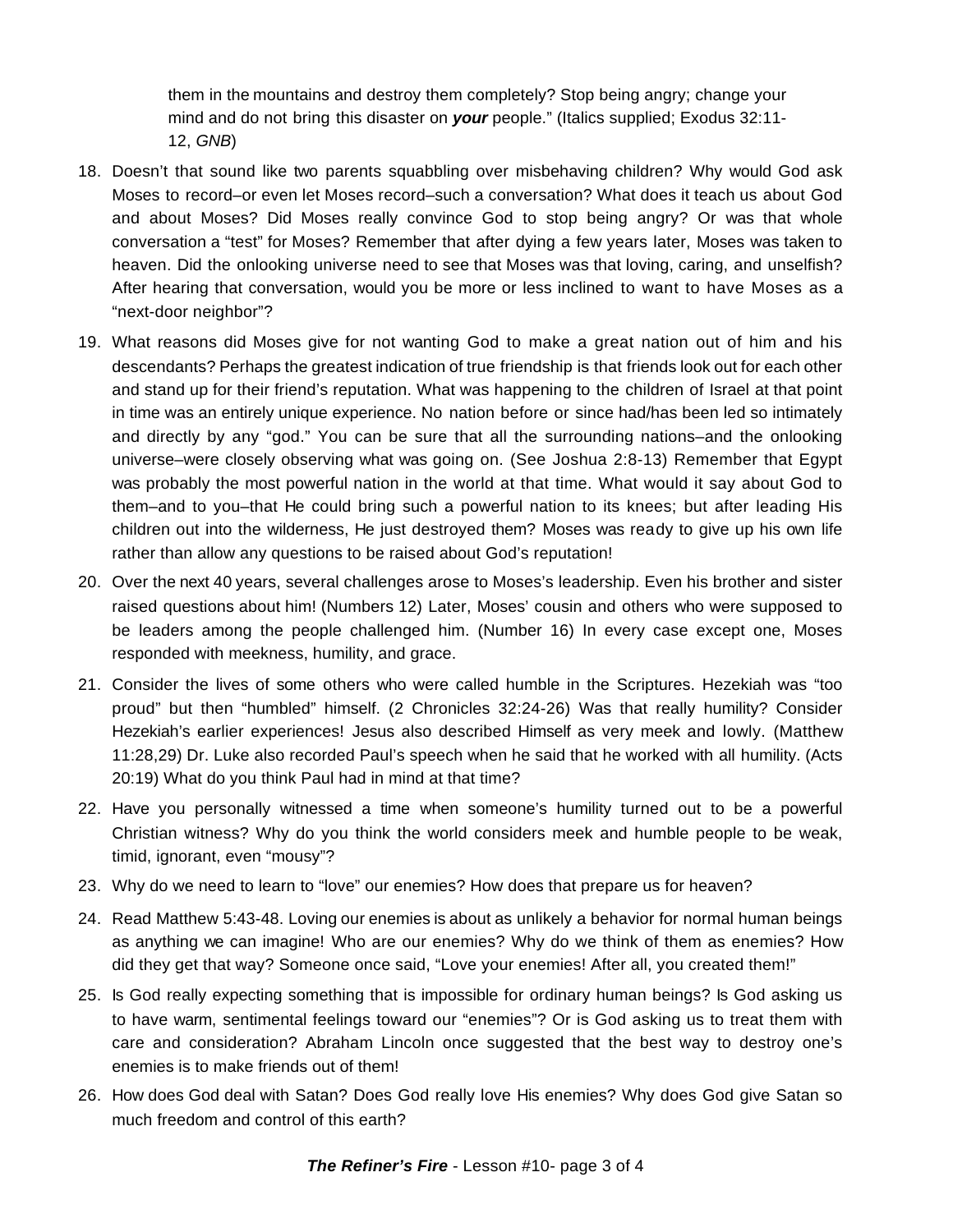them in the mountains and destroy them completely? Stop being angry; change your mind and do not bring this disaster on ***your*** people." (Italics supplied; Exodus 32:11-12, *GNB*)

18. Doesn't that sound like two parents squabbling over misbehaving children? Why would God ask Moses to record–or even let Moses record–such a conversation? What does it teach us about God and about Moses? Did Moses really convince God to stop being angry? Or was that whole conversation a "test" for Moses? Remember that after dying a few years later, Moses was taken to heaven. Did the onlooking universe need to see that Moses was that loving, caring, and unselfish? After hearing that conversation, would you be more or less inclined to want to have Moses as a "next-door neighbor"?

19. What reasons did Moses give for not wanting God to make a great nation out of him and his descendants? Perhaps the greatest indication of true friendship is that friends look out for each other and stand up for their friend's reputation. What was happening to the children of Israel at that point in time was an entirely unique experience. No nation before or since had/has been led so intimately and directly by any "god." You can be sure that all the surrounding nations–and the onlooking universe–were closely observing what was going on. (See Joshua 2:8-13) Remember that Egypt was probably the most powerful nation in the world at that time. What would it say about God to them–and to you–that He could bring such a powerful nation to its knees; but after leading His children out into the wilderness, He just destroyed them? Moses was ready to give up his own life rather than allow any questions to be raised about God's reputation!

20. Over the next 40 years, several challenges arose to Moses's leadership. Even his brother and sister raised questions about him! (Numbers 12) Later, Moses' cousin and others who were supposed to be leaders among the people challenged him. (Number 16) In every case except one, Moses responded with meekness, humility, and grace.

21. Consider the lives of some others who were called humble in the Scriptures. Hezekiah was "too proud" but then "humbled" himself. (2 Chronicles 32:24-26) Was that really humility? Consider Hezekiah's earlier experiences! Jesus also described Himself as very meek and lowly. (Matthew 11:28,29) Dr. Luke also recorded Paul's speech when he said that he worked with all humility. (Acts 20:19) What do you think Paul had in mind at that time?

22. Have you personally witnessed a time when someone's humility turned out to be a powerful Christian witness? Why do you think the world considers meek and humble people to be weak, timid, ignorant, even "mousy"?

23. Why do we need to learn to "love" our enemies? How does that prepare us for heaven?

24. Read Matthew 5:43-48. Loving our enemies is about as unlikely a behavior for normal human beings as anything we can imagine! Who are our enemies? Why do we think of them as enemies? How did they get that way? Someone once said, "Love your enemies! After all, you created them!"

25. Is God really expecting something that is impossible for ordinary human beings? Is God asking us to have warm, sentimental feelings toward our "enemies"? Or is God asking us to treat them with care and consideration? Abraham Lincoln once suggested that the best way to destroy one's enemies is to make friends out of them!

26. How does God deal with Satan? Does God really love His enemies? Why does God give Satan so much freedom and control of this earth?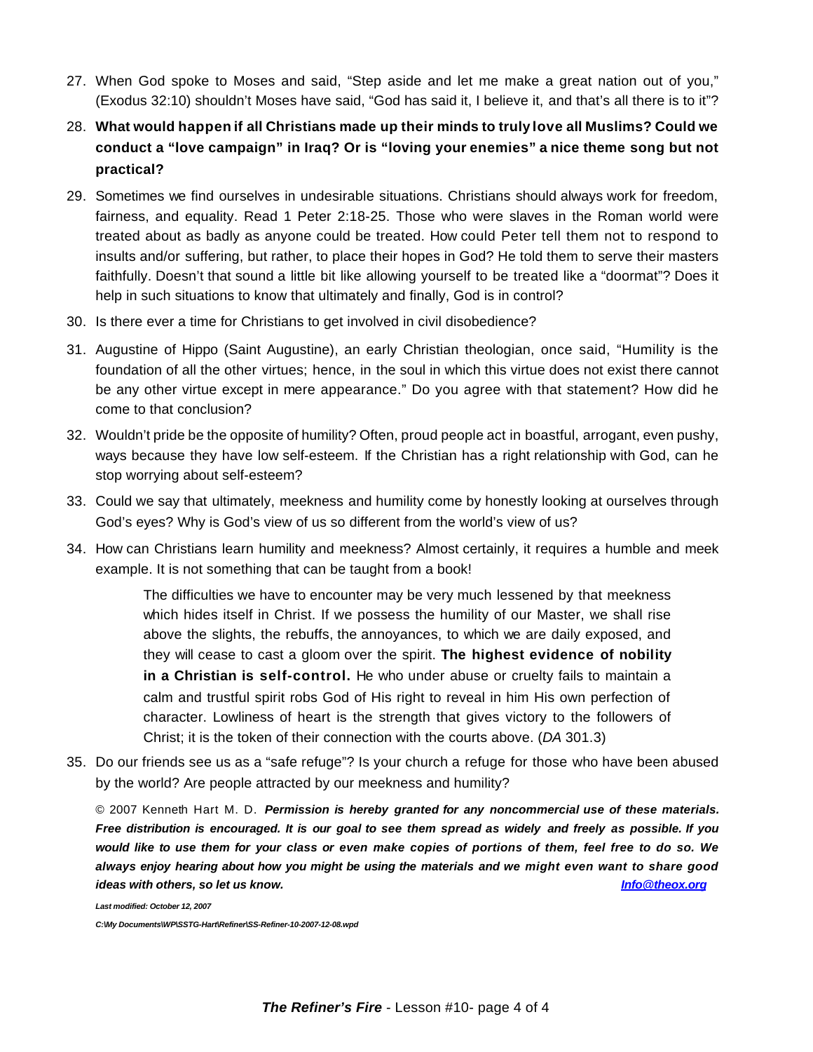27. When God spoke to Moses and said, "Step aside and let me make a great nation out of you," (Exodus 32:10) shouldn't Moses have said, "God has said it, I believe it, and that's all there is to it"?

28. **What would happen if all Christians made up their minds to truly love all Muslims? Could we conduct a "love campaign" in Iraq? Or is "loving your enemies" a nice theme song but not practical?**

29. Sometimes we find ourselves in undesirable situations. Christians should always work for freedom, fairness, and equality. Read 1 Peter 2:18-25. Those who were slaves in the Roman world were treated about as badly as anyone could be treated. How could Peter tell them not to respond to insults and/or suffering, but rather, to place their hopes in God? He told them to serve their masters faithfully. Doesn't that sound a little bit like allowing yourself to be treated like a "doormat"? Does it help in such situations to know that ultimately and finally, God is in control?

30. Is there ever a time for Christians to get involved in civil disobedience?

31. Augustine of Hippo (Saint Augustine), an early Christian theologian, once said, "Humility is the foundation of all the other virtues; hence, in the soul in which this virtue does not exist there cannot be any other virtue except in mere appearance." Do you agree with that statement? How did he come to that conclusion?

32. Wouldn't pride be the opposite of humility? Often, proud people act in boastful, arrogant, even pushy, ways because they have low self-esteem. If the Christian has a right relationship with God, can he stop worrying about self-esteem?

33. Could we say that ultimately, meekness and humility come by honestly looking at ourselves through God's eyes? Why is God's view of us so different from the world's view of us?

34. How can Christians learn humility and meekness? Almost certainly, it requires a humble and meek example. It is not something that can be taught from a book!

    > The difficulties we have to encounter may be very much lessened by that meekness which hides itself in Christ. If we possess the humility of our Master, we shall rise above the slights, the rebuffs, the annoyances, to which we are daily exposed, and they will cease to cast a gloom over the spirit. **The highest evidence of nobility in a Christian is self-control.** He who under abuse or cruelty fails to maintain a calm and trustful spirit robs God of His right to reveal in him His own perfection of character. Lowliness of heart is the strength that gives victory to the followers of Christ; it is the token of their connection with the courts above. (*DA* 301.3)

35. Do our friends see us as a "safe refuge"? Is your church a refuge for those who have been abused by the world? Are people attracted by our meekness and humility?

© 2007 Kenneth Hart M. D. ***Permission is hereby granted for any noncommercial use of these materials. Free distribution is encouraged. It is our goal to see them spread as widely and freely as possible. If you would like to use them for your class or even make copies of portions of them, feel free to do so. We always enjoy hearing about how you might be using the materials and we might even want to share good ideas with others, so let us know.*** ***Info@theox.org***

***Last modified: October 12, 2007***

***C:\My Documents\WP\SSTG-Hart\Refiner\SS-Refiner-10-2007-12-08.wpd***